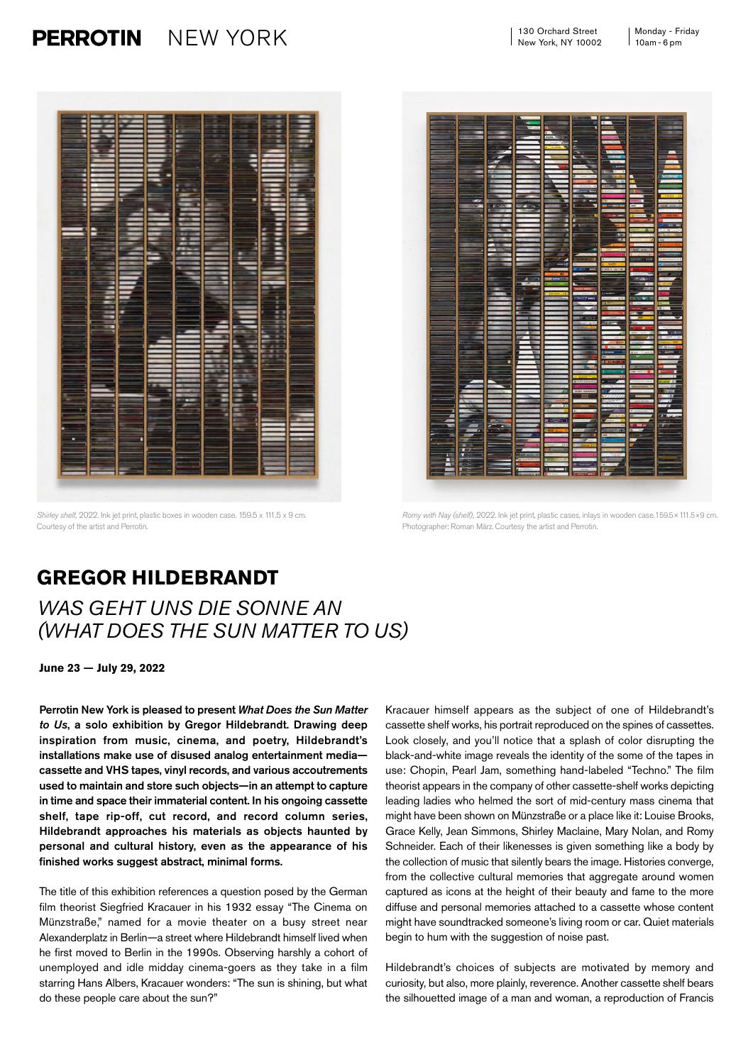# PERROTIN NEW YORK

130 Orchard Street
New York, NY 10002

Monday - Friday
10am - 6 pm

*Shirley shelf*, 2022. Ink jet print, plastic boxes in wooden case. 159.5 x 111.5 x 9 cm. Courtesy of the artist and Perrotin.

*Romy with Nay (shelf)*, 2022. Ink jet print, plastic cases, inlays in wooden case.159.5×111.5×9 cm. Photographer: Roman März. Courtesy the artist and Perrotin.

## GREGOR HILDEBRANDT

## *WAS GEHT UNS DIE SONNE AN (WHAT DOES THE SUN MATTER TO US)*

**June 23 — July 29, 2022**

**Perrotin New York is pleased to present *What Does the Sun Matter to Us*, a solo exhibition by Gregor Hildebrandt. Drawing deep inspiration from music, cinema, and poetry, Hildebrandt's installations make use of disused analog entertainment media—cassette and VHS tapes, vinyl records, and various accoutrements used to maintain and store such objects—in an attempt to capture in time and space their immaterial content. In his ongoing cassette shelf, tape rip-off, cut record, and record column series, Hildebrandt approaches his materials as objects haunted by personal and cultural history, even as the appearance of his finished works suggest abstract, minimal forms.**

The title of this exhibition references a question posed by the German film theorist Siegfried Kracauer in his 1932 essay "The Cinema on Münzstraße," named for a movie theater on a busy street near Alexanderplatz in Berlin—a street where Hildebrandt himself lived when he first moved to Berlin in the 1990s. Observing harshly a cohort of unemployed and idle midday cinema-goers as they take in a film starring Hans Albers, Kracauer wonders: "The sun is shining, but what do these people care about the sun?"

Kracauer himself appears as the subject of one of Hildebrandt's cassette shelf works, his portrait reproduced on the spines of cassettes. Look closely, and you'll notice that a splash of color disrupting the black-and-white image reveals the identity of the some of the tapes in use: Chopin, Pearl Jam, something hand-labeled "Techno." The film theorist appears in the company of other cassette-shelf works depicting leading ladies who helmed the sort of mid-century mass cinema that might have been shown on Münzstraße or a place like it: Louise Brooks, Grace Kelly, Jean Simmons, Shirley Maclaine, Mary Nolan, and Romy Schneider. Each of their likenesses is given something like a body by the collection of music that silently bears the image. Histories converge, from the collective cultural memories that aggregate around women captured as icons at the height of their beauty and fame to the more diffuse and personal memories attached to a cassette whose content might have soundtracked someone's living room or car. Quiet materials begin to hum with the suggestion of noise past.

Hildebrandt's choices of subjects are motivated by memory and curiosity, but also, more plainly, reverence. Another cassette shelf bears the silhouetted image of a man and woman, a reproduction of Francis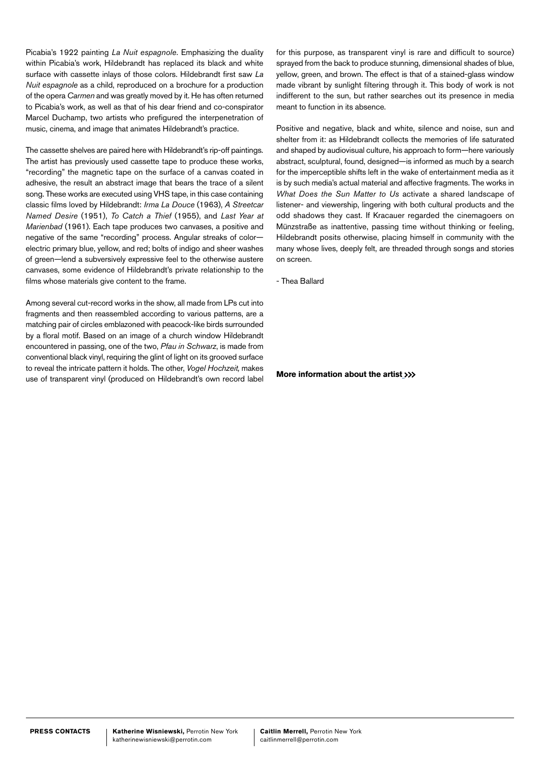Picabia's 1922 painting *La Nuit espagnole*. Emphasizing the duality within Picabia's work, Hildebrandt has replaced its black and white surface with cassette inlays of those colors. Hildebrandt first saw *La Nuit espagnole* as a child, reproduced on a brochure for a production of the opera *Carmen* and was greatly moved by it. He has often returned to Picabia's work, as well as that of his dear friend and co-conspirator Marcel Duchamp, two artists who prefigured the interpenetration of music, cinema, and image that animates Hildebrandt's practice.

The cassette shelves are paired here with Hildebrandt's rip-off paintings. The artist has previously used cassette tape to produce these works, "recording" the magnetic tape on the surface of a canvas coated in adhesive, the result an abstract image that bears the trace of a silent song. These works are executed using VHS tape, in this case containing classic films loved by Hildebrandt: *Irma La Douce* (1963), *A Streetcar Named Desire* (1951), *To Catch a Thief* (1955), and *Last Year at Marienbad* (1961). Each tape produces two canvases, a positive and negative of the same "recording" process. Angular streaks of color—electric primary blue, yellow, and red; bolts of indigo and sheer washes of green—lend a subversively expressive feel to the otherwise austere canvases, some evidence of Hildebrandt's private relationship to the films whose materials give content to the frame.

Among several cut-record works in the show, all made from LPs cut into fragments and then reassembled according to various patterns, are a matching pair of circles emblazoned with peacock-like birds surrounded by a floral motif. Based on an image of a church window Hildebrandt encountered in passing, one of the two, *Pfau in Schwarz*, is made from conventional black vinyl, requiring the glint of light on its grooved surface to reveal the intricate pattern it holds. The other, *Vogel Hochzeit,* makes use of transparent vinyl (produced on Hildebrandt's own record label for this purpose, as transparent vinyl is rare and difficult to source) sprayed from the back to produce stunning, dimensional shades of blue, yellow, green, and brown. The effect is that of a stained-glass window made vibrant by sunlight filtering through it. This body of work is not indifferent to the sun, but rather searches out its presence in media meant to function in its absence.

Positive and negative, black and white, silence and noise, sun and shelter from it: as Hildebrandt collects the memories of life saturated and shaped by audiovisual culture, his approach to form—here variously abstract, sculptural, found, designed—is informed as much by a search for the imperceptible shifts left in the wake of entertainment media as it is by such media's actual material and affective fragments. The works in *What Does the Sun Matter to Us* activate a shared landscape of listener- and viewership, lingering with both cultural products and the odd shadows they cast. If Kracauer regarded the cinemagoers on Münzstraße as inattentive, passing time without thinking or feeling, Hildebrandt posits otherwise, placing himself in community with the many whose lives, deeply felt, are threaded through songs and stories on screen.

- Thea Ballard

**More information about the artist >>>**

**PRESS CONTACTS**

**Katherine Wisniewski,** Perrotin New York
katherinewisniewski@perrotin.com

**Caitlin Merrell,** Perrotin New York
caitlinmerrell@perrotin.com